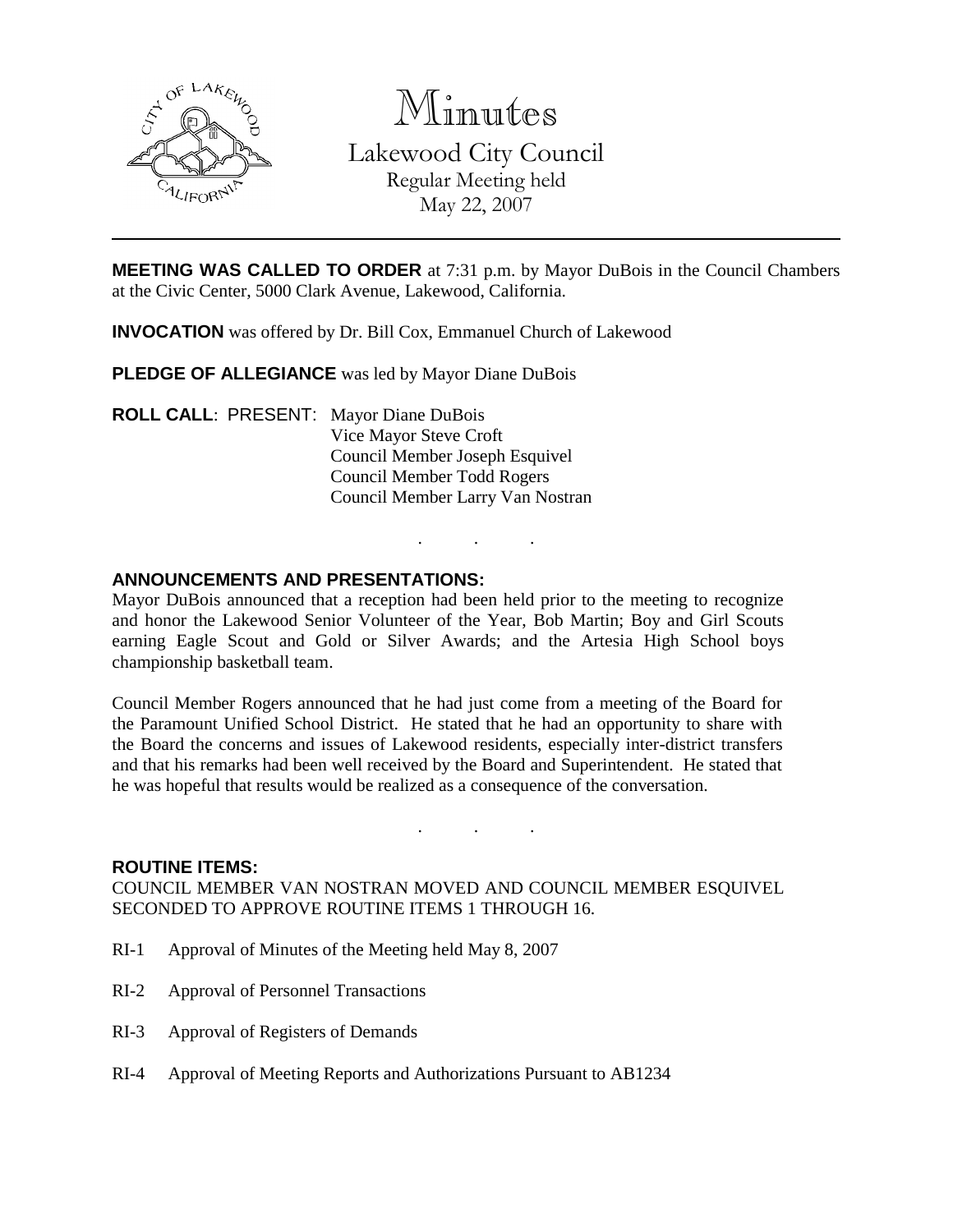# Minutes

## Lakewood City Council

Regular Meeting held
May 22, 2007

---

**MEETING WAS CALLED TO ORDER** at 7:31 p.m. by Mayor DuBois in the Council Chambers at the Civic Center, 5000 Clark Avenue, Lakewood, California.

**INVOCATION** was offered by Dr. Bill Cox, Emmanuel Church of Lakewood

**PLEDGE OF ALLEGIANCE** was led by Mayor Diane DuBois

**ROLL CALL**: PRESENT: Mayor Diane DuBois
Vice Mayor Steve Croft
Council Member Joseph Esquivel
Council Member Todd Rogers
Council Member Larry Van Nostran

. . .

**ANNOUNCEMENTS AND PRESENTATIONS:**

Mayor DuBois announced that a reception had been held prior to the meeting to recognize and honor the Lakewood Senior Volunteer of the Year, Bob Martin; Boy and Girl Scouts earning Eagle Scout and Gold or Silver Awards; and the Artesia High School boys championship basketball team.

Council Member Rogers announced that he had just come from a meeting of the Board for the Paramount Unified School District. He stated that he had an opportunity to share with the Board the concerns and issues of Lakewood residents, especially inter-district transfers and that his remarks had been well received by the Board and Superintendent. He stated that he was hopeful that results would be realized as a consequence of the conversation.

. . .

**ROUTINE ITEMS:**

COUNCIL MEMBER VAN NOSTRAN MOVED AND COUNCIL MEMBER ESQUIVEL SECONDED TO APPROVE ROUTINE ITEMS 1 THROUGH 16.

RI-1 Approval of Minutes of the Meeting held May 8, 2007

RI-2 Approval of Personnel Transactions

RI-3 Approval of Registers of Demands

RI-4 Approval of Meeting Reports and Authorizations Pursuant to AB1234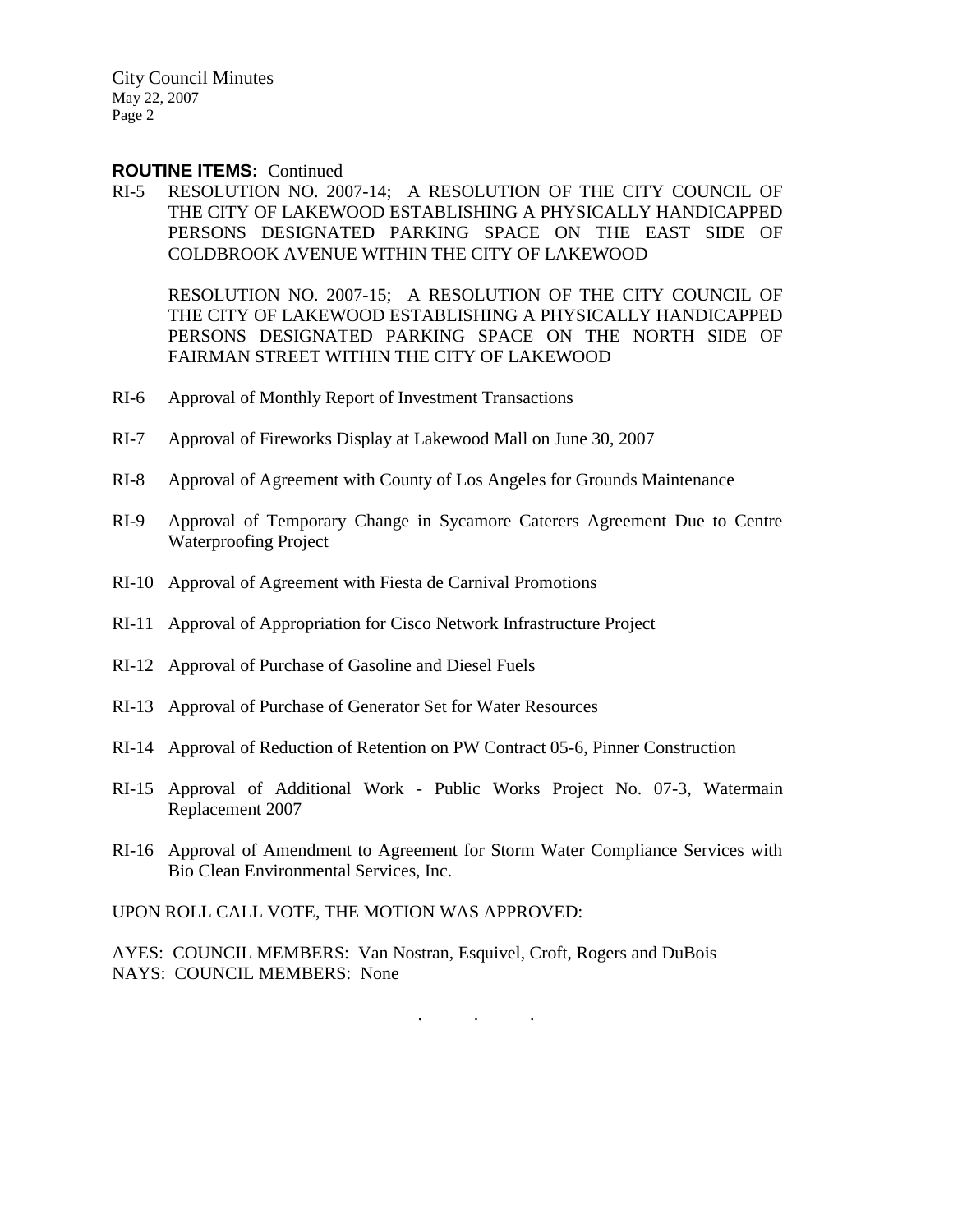**ROUTINE ITEMS:** Continued

RI-5 RESOLUTION NO. 2007-14; A RESOLUTION OF THE CITY COUNCIL OF THE CITY OF LAKEWOOD ESTABLISHING A PHYSICALLY HANDICAPPED PERSONS DESIGNATED PARKING SPACE ON THE EAST SIDE OF COLDBROOK AVENUE WITHIN THE CITY OF LAKEWOOD

RESOLUTION NO. 2007-15; A RESOLUTION OF THE CITY COUNCIL OF THE CITY OF LAKEWOOD ESTABLISHING A PHYSICALLY HANDICAPPED PERSONS DESIGNATED PARKING SPACE ON THE NORTH SIDE OF FAIRMAN STREET WITHIN THE CITY OF LAKEWOOD

RI-6 Approval of Monthly Report of Investment Transactions

RI-7 Approval of Fireworks Display at Lakewood Mall on June 30, 2007

RI-8 Approval of Agreement with County of Los Angeles for Grounds Maintenance

RI-9 Approval of Temporary Change in Sycamore Caterers Agreement Due to Centre Waterproofing Project

RI-10 Approval of Agreement with Fiesta de Carnival Promotions

RI-11 Approval of Appropriation for Cisco Network Infrastructure Project

RI-12 Approval of Purchase of Gasoline and Diesel Fuels

RI-13 Approval of Purchase of Generator Set for Water Resources

RI-14 Approval of Reduction of Retention on PW Contract 05-6, Pinner Construction

RI-15 Approval of Additional Work - Public Works Project No. 07-3, Watermain Replacement 2007

RI-16 Approval of Amendment to Agreement for Storm Water Compliance Services with Bio Clean Environmental Services, Inc.

UPON ROLL CALL VOTE, THE MOTION WAS APPROVED:

AYES: COUNCIL MEMBERS: Van Nostran, Esquivel, Croft, Rogers and DuBois
NAYS: COUNCIL MEMBERS: None

. . .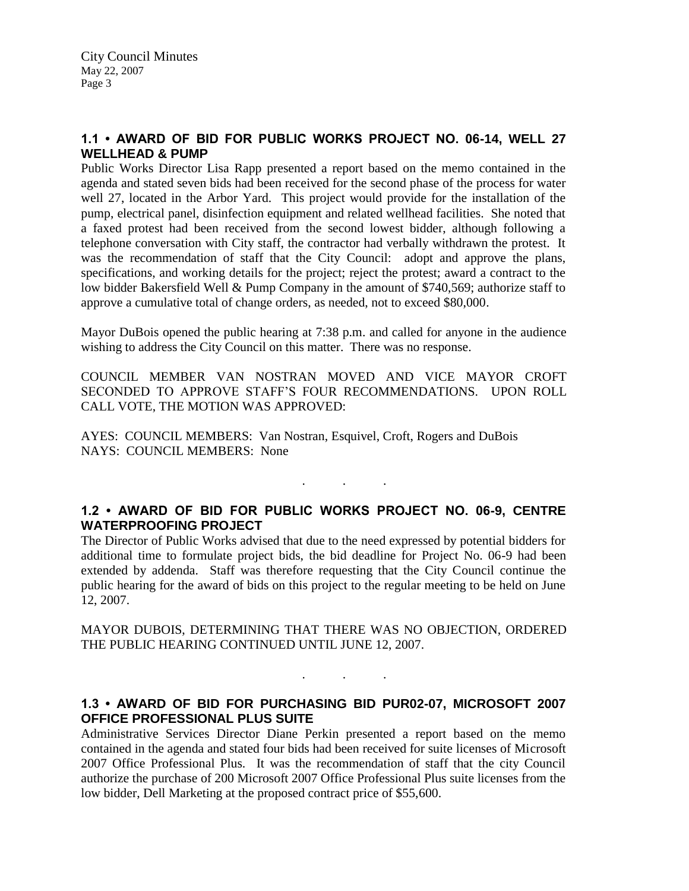### 1.1 • AWARD OF BID FOR PUBLIC WORKS PROJECT NO. 06-14, WELL 27 WELLHEAD & PUMP

Public Works Director Lisa Rapp presented a report based on the memo contained in the agenda and stated seven bids had been received for the second phase of the process for water well 27, located in the Arbor Yard. This project would provide for the installation of the pump, electrical panel, disinfection equipment and related wellhead facilities. She noted that a faxed protest had been received from the second lowest bidder, although following a telephone conversation with City staff, the contractor had verbally withdrawn the protest. It was the recommendation of staff that the City Council: adopt and approve the plans, specifications, and working details for the project; reject the protest; award a contract to the low bidder Bakersfield Well & Pump Company in the amount of $740,569; authorize staff to approve a cumulative total of change orders, as needed, not to exceed $80,000.

Mayor DuBois opened the public hearing at 7:38 p.m. and called for anyone in the audience wishing to address the City Council on this matter. There was no response.

COUNCIL MEMBER VAN NOSTRAN MOVED AND VICE MAYOR CROFT SECONDED TO APPROVE STAFF'S FOUR RECOMMENDATIONS. UPON ROLL CALL VOTE, THE MOTION WAS APPROVED:

AYES: COUNCIL MEMBERS: Van Nostran, Esquivel, Croft, Rogers and DuBois
NAYS: COUNCIL MEMBERS: None

. . .

### 1.2 • AWARD OF BID FOR PUBLIC WORKS PROJECT NO. 06-9, CENTRE WATERPROOFING PROJECT

The Director of Public Works advised that due to the need expressed by potential bidders for additional time to formulate project bids, the bid deadline for Project No. 06-9 had been extended by addenda. Staff was therefore requesting that the City Council continue the public hearing for the award of bids on this project to the regular meeting to be held on June 12, 2007.

MAYOR DUBOIS, DETERMINING THAT THERE WAS NO OBJECTION, ORDERED THE PUBLIC HEARING CONTINUED UNTIL JUNE 12, 2007.

. . .

### 1.3 • AWARD OF BID FOR PURCHASING BID PUR02-07, MICROSOFT 2007 OFFICE PROFESSIONAL PLUS SUITE

Administrative Services Director Diane Perkin presented a report based on the memo contained in the agenda and stated four bids had been received for suite licenses of Microsoft 2007 Office Professional Plus. It was the recommendation of staff that the city Council authorize the purchase of 200 Microsoft 2007 Office Professional Plus suite licenses from the low bidder, Dell Marketing at the proposed contract price of $55,600.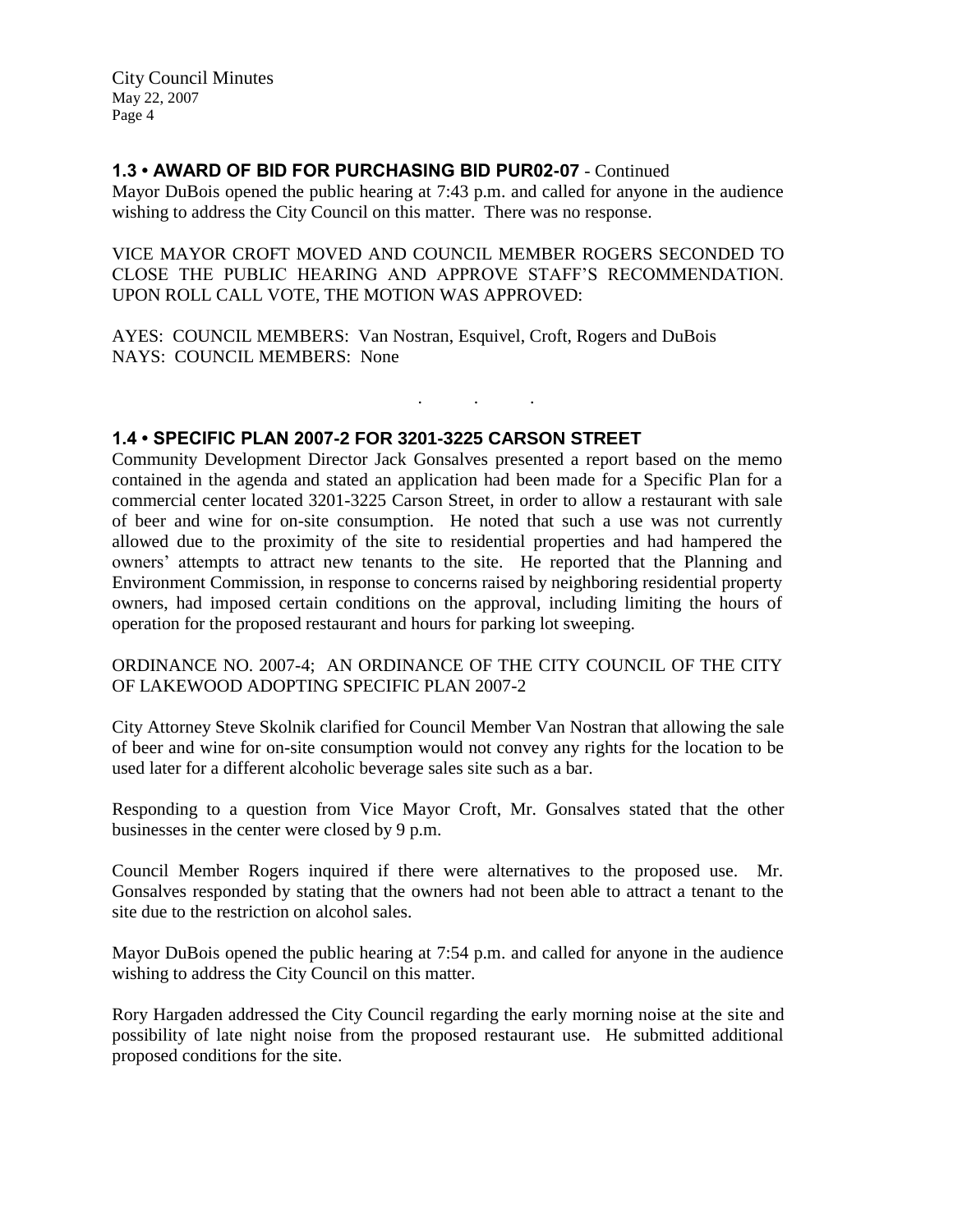## 1.3 • AWARD OF BID FOR PURCHASING BID PUR02-07 - Continued

Mayor DuBois opened the public hearing at 7:43 p.m. and called for anyone in the audience wishing to address the City Council on this matter. There was no response.

VICE MAYOR CROFT MOVED AND COUNCIL MEMBER ROGERS SECONDED TO CLOSE THE PUBLIC HEARING AND APPROVE STAFF'S RECOMMENDATION. UPON ROLL CALL VOTE, THE MOTION WAS APPROVED:

AYES: COUNCIL MEMBERS: Van Nostran, Esquivel, Croft, Rogers and DuBois
NAYS: COUNCIL MEMBERS: None

. . .

## 1.4 • SPECIFIC PLAN 2007-2 FOR 3201-3225 CARSON STREET

Community Development Director Jack Gonsalves presented a report based on the memo contained in the agenda and stated an application had been made for a Specific Plan for a commercial center located 3201-3225 Carson Street, in order to allow a restaurant with sale of beer and wine for on-site consumption. He noted that such a use was not currently allowed due to the proximity of the site to residential properties and had hampered the owners' attempts to attract new tenants to the site. He reported that the Planning and Environment Commission, in response to concerns raised by neighboring residential property owners, had imposed certain conditions on the approval, including limiting the hours of operation for the proposed restaurant and hours for parking lot sweeping.

ORDINANCE NO. 2007-4; AN ORDINANCE OF THE CITY COUNCIL OF THE CITY OF LAKEWOOD ADOPTING SPECIFIC PLAN 2007-2

City Attorney Steve Skolnik clarified for Council Member Van Nostran that allowing the sale of beer and wine for on-site consumption would not convey any rights for the location to be used later for a different alcoholic beverage sales site such as a bar.

Responding to a question from Vice Mayor Croft, Mr. Gonsalves stated that the other businesses in the center were closed by 9 p.m.

Council Member Rogers inquired if there were alternatives to the proposed use. Mr. Gonsalves responded by stating that the owners had not been able to attract a tenant to the site due to the restriction on alcohol sales.

Mayor DuBois opened the public hearing at 7:54 p.m. and called for anyone in the audience wishing to address the City Council on this matter.

Rory Hargaden addressed the City Council regarding the early morning noise at the site and possibility of late night noise from the proposed restaurant use. He submitted additional proposed conditions for the site.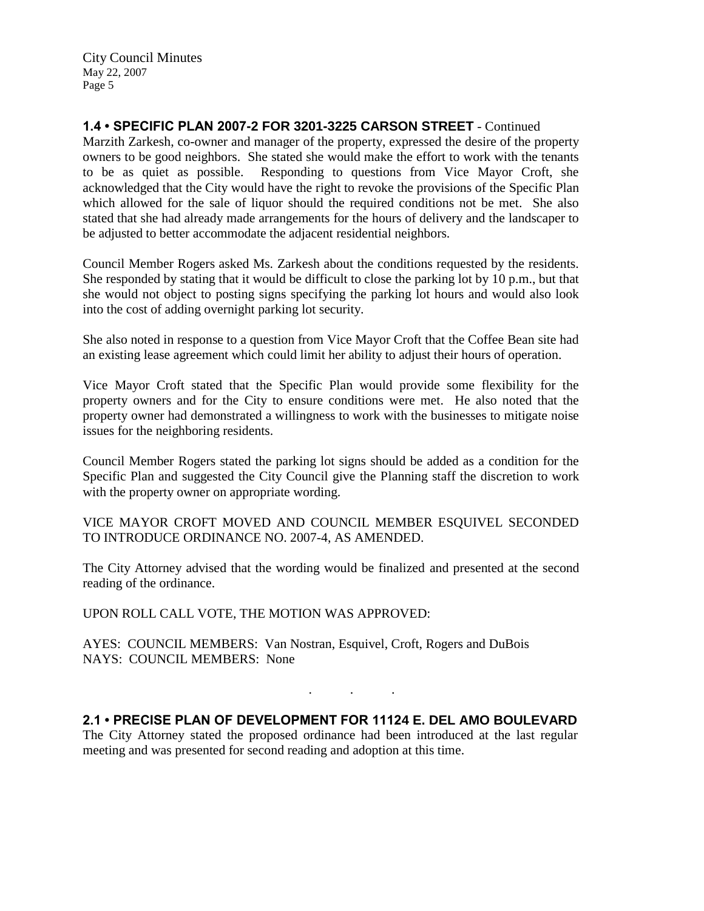## 1.4 • SPECIFIC PLAN 2007-2 FOR 3201-3225 CARSON STREET - Continued

Marzith Zarkesh, co-owner and manager of the property, expressed the desire of the property owners to be good neighbors. She stated she would make the effort to work with the tenants to be as quiet as possible. Responding to questions from Vice Mayor Croft, she acknowledged that the City would have the right to revoke the provisions of the Specific Plan which allowed for the sale of liquor should the required conditions not be met. She also stated that she had already made arrangements for the hours of delivery and the landscaper to be adjusted to better accommodate the adjacent residential neighbors.

Council Member Rogers asked Ms. Zarkesh about the conditions requested by the residents. She responded by stating that it would be difficult to close the parking lot by 10 p.m., but that she would not object to posting signs specifying the parking lot hours and would also look into the cost of adding overnight parking lot security.

She also noted in response to a question from Vice Mayor Croft that the Coffee Bean site had an existing lease agreement which could limit her ability to adjust their hours of operation.

Vice Mayor Croft stated that the Specific Plan would provide some flexibility for the property owners and for the City to ensure conditions were met. He also noted that the property owner had demonstrated a willingness to work with the businesses to mitigate noise issues for the neighboring residents.

Council Member Rogers stated the parking lot signs should be added as a condition for the Specific Plan and suggested the City Council give the Planning staff the discretion to work with the property owner on appropriate wording.

VICE MAYOR CROFT MOVED AND COUNCIL MEMBER ESQUIVEL SECONDED TO INTRODUCE ORDINANCE NO. 2007-4, AS AMENDED.

The City Attorney advised that the wording would be finalized and presented at the second reading of the ordinance.

UPON ROLL CALL VOTE, THE MOTION WAS APPROVED:

AYES: COUNCIL MEMBERS: Van Nostran, Esquivel, Croft, Rogers and DuBois
NAYS: COUNCIL MEMBERS: None

. . .

## 2.1 • PRECISE PLAN OF DEVELOPMENT FOR 11124 E. DEL AMO BOULEVARD

The City Attorney stated the proposed ordinance had been introduced at the last regular meeting and was presented for second reading and adoption at this time.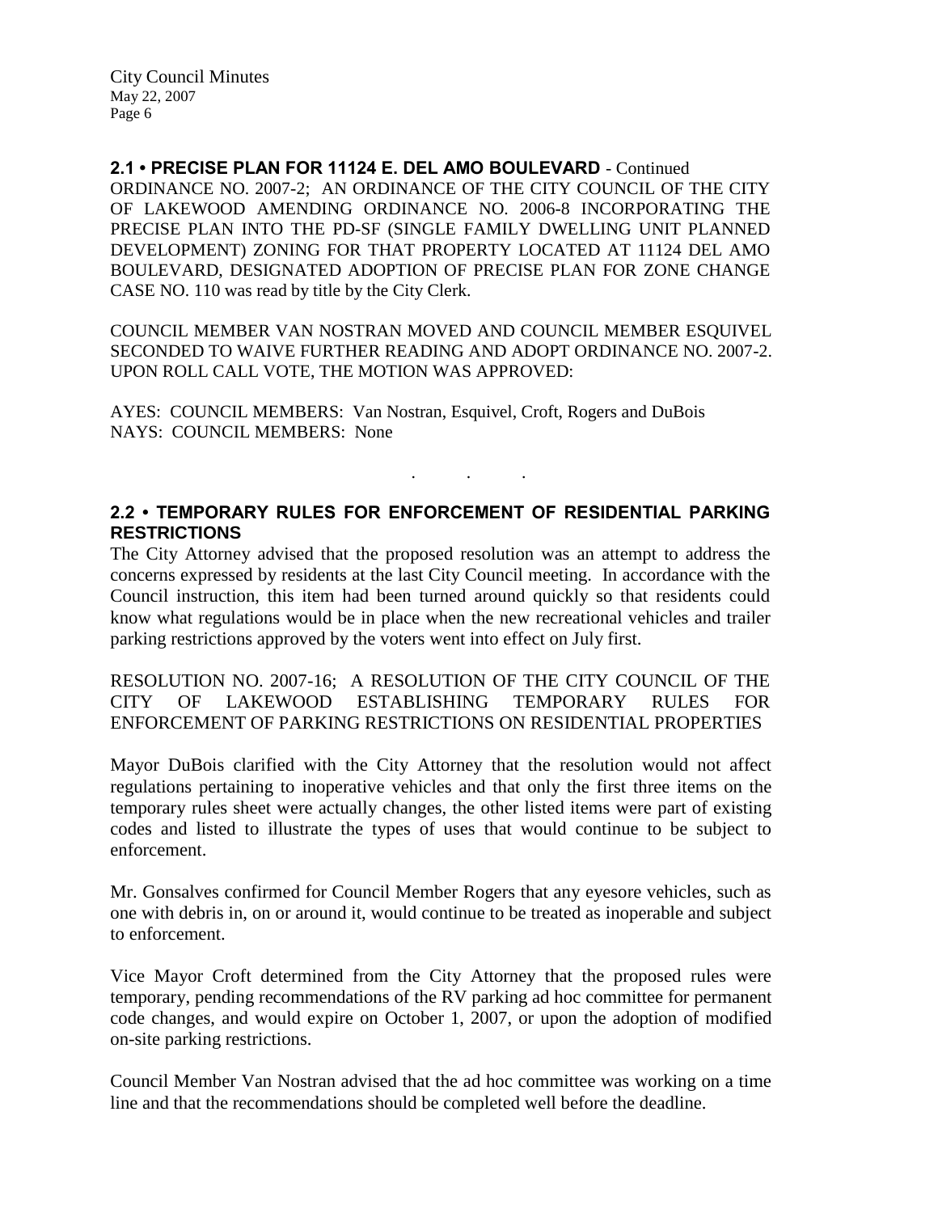**2.1 • PRECISE PLAN FOR 11124 E. DEL AMO BOULEVARD** - Continued

ORDINANCE NO. 2007-2; AN ORDINANCE OF THE CITY COUNCIL OF THE CITY OF LAKEWOOD AMENDING ORDINANCE NO. 2006-8 INCORPORATING THE PRECISE PLAN INTO THE PD-SF (SINGLE FAMILY DWELLING UNIT PLANNED DEVELOPMENT) ZONING FOR THAT PROPERTY LOCATED AT 11124 DEL AMO BOULEVARD, DESIGNATED ADOPTION OF PRECISE PLAN FOR ZONE CHANGE CASE NO. 110 was read by title by the City Clerk.

COUNCIL MEMBER VAN NOSTRAN MOVED AND COUNCIL MEMBER ESQUIVEL SECONDED TO WAIVE FURTHER READING AND ADOPT ORDINANCE NO. 2007-2. UPON ROLL CALL VOTE, THE MOTION WAS APPROVED:

AYES: COUNCIL MEMBERS: Van Nostran, Esquivel, Croft, Rogers and DuBois
NAYS: COUNCIL MEMBERS: None

. . .

**2.2 • TEMPORARY RULES FOR ENFORCEMENT OF RESIDENTIAL PARKING RESTRICTIONS**

The City Attorney advised that the proposed resolution was an attempt to address the concerns expressed by residents at the last City Council meeting. In accordance with the Council instruction, this item had been turned around quickly so that residents could know what regulations would be in place when the new recreational vehicles and trailer parking restrictions approved by the voters went into effect on July first.

RESOLUTION NO. 2007-16; A RESOLUTION OF THE CITY COUNCIL OF THE CITY OF LAKEWOOD ESTABLISHING TEMPORARY RULES FOR ENFORCEMENT OF PARKING RESTRICTIONS ON RESIDENTIAL PROPERTIES

Mayor DuBois clarified with the City Attorney that the resolution would not affect regulations pertaining to inoperative vehicles and that only the first three items on the temporary rules sheet were actually changes, the other listed items were part of existing codes and listed to illustrate the types of uses that would continue to be subject to enforcement.

Mr. Gonsalves confirmed for Council Member Rogers that any eyesore vehicles, such as one with debris in, on or around it, would continue to be treated as inoperable and subject to enforcement.

Vice Mayor Croft determined from the City Attorney that the proposed rules were temporary, pending recommendations of the RV parking ad hoc committee for permanent code changes, and would expire on October 1, 2007, or upon the adoption of modified on-site parking restrictions.

Council Member Van Nostran advised that the ad hoc committee was working on a time line and that the recommendations should be completed well before the deadline.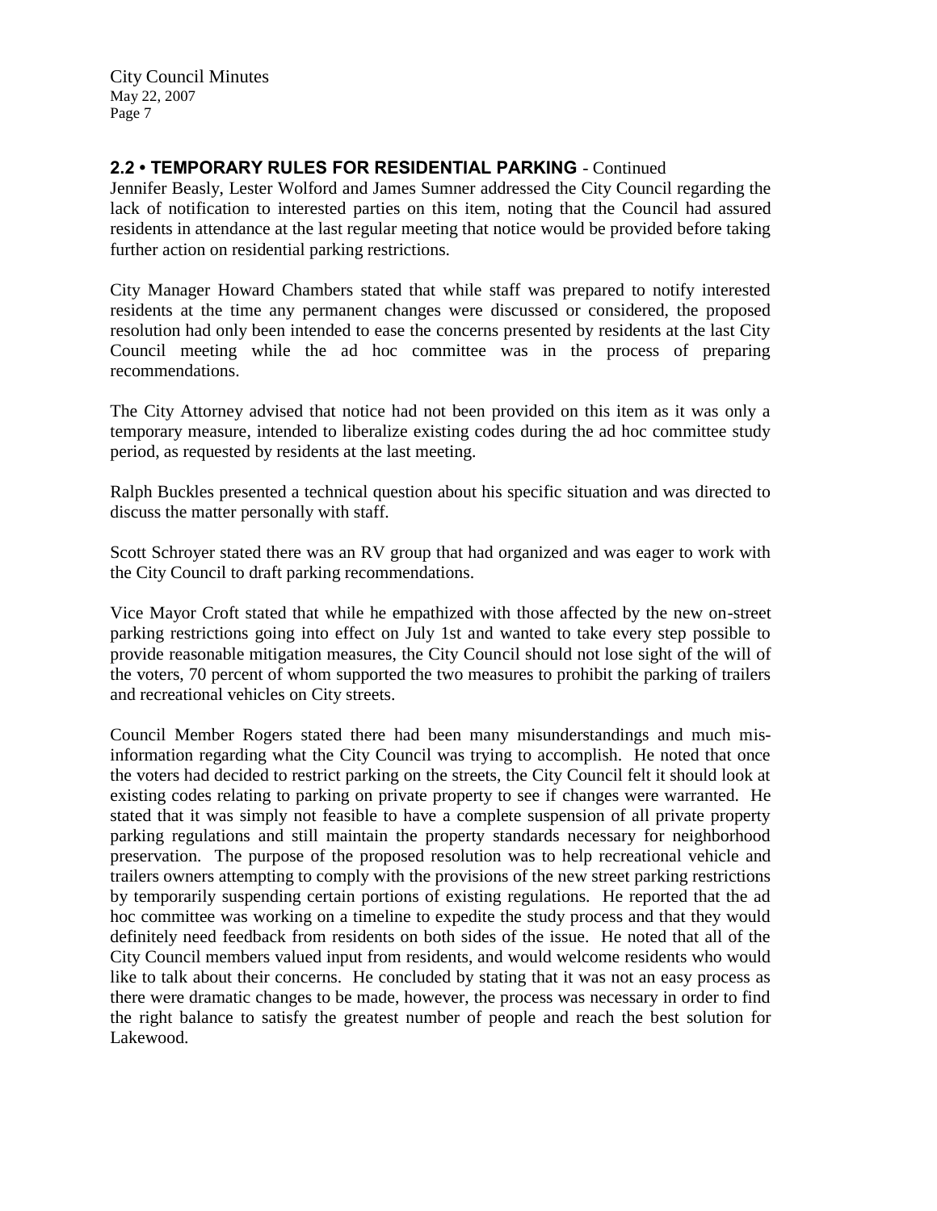## 2.2 • TEMPORARY RULES FOR RESIDENTIAL PARKING - Continued

Jennifer Beasly, Lester Wolford and James Sumner addressed the City Council regarding the lack of notification to interested parties on this item, noting that the Council had assured residents in attendance at the last regular meeting that notice would be provided before taking further action on residential parking restrictions.

City Manager Howard Chambers stated that while staff was prepared to notify interested residents at the time any permanent changes were discussed or considered, the proposed resolution had only been intended to ease the concerns presented by residents at the last City Council meeting while the ad hoc committee was in the process of preparing recommendations.

The City Attorney advised that notice had not been provided on this item as it was only a temporary measure, intended to liberalize existing codes during the ad hoc committee study period, as requested by residents at the last meeting.

Ralph Buckles presented a technical question about his specific situation and was directed to discuss the matter personally with staff.

Scott Schroyer stated there was an RV group that had organized and was eager to work with the City Council to draft parking recommendations.

Vice Mayor Croft stated that while he empathized with those affected by the new on-street parking restrictions going into effect on July 1st and wanted to take every step possible to provide reasonable mitigation measures, the City Council should not lose sight of the will of the voters, 70 percent of whom supported the two measures to prohibit the parking of trailers and recreational vehicles on City streets.

Council Member Rogers stated there had been many misunderstandings and much misinformation regarding what the City Council was trying to accomplish. He noted that once the voters had decided to restrict parking on the streets, the City Council felt it should look at existing codes relating to parking on private property to see if changes were warranted. He stated that it was simply not feasible to have a complete suspension of all private property parking regulations and still maintain the property standards necessary for neighborhood preservation. The purpose of the proposed resolution was to help recreational vehicle and trailers owners attempting to comply with the provisions of the new street parking restrictions by temporarily suspending certain portions of existing regulations. He reported that the ad hoc committee was working on a timeline to expedite the study process and that they would definitely need feedback from residents on both sides of the issue. He noted that all of the City Council members valued input from residents, and would welcome residents who would like to talk about their concerns. He concluded by stating that it was not an easy process as there were dramatic changes to be made, however, the process was necessary in order to find the right balance to satisfy the greatest number of people and reach the best solution for Lakewood.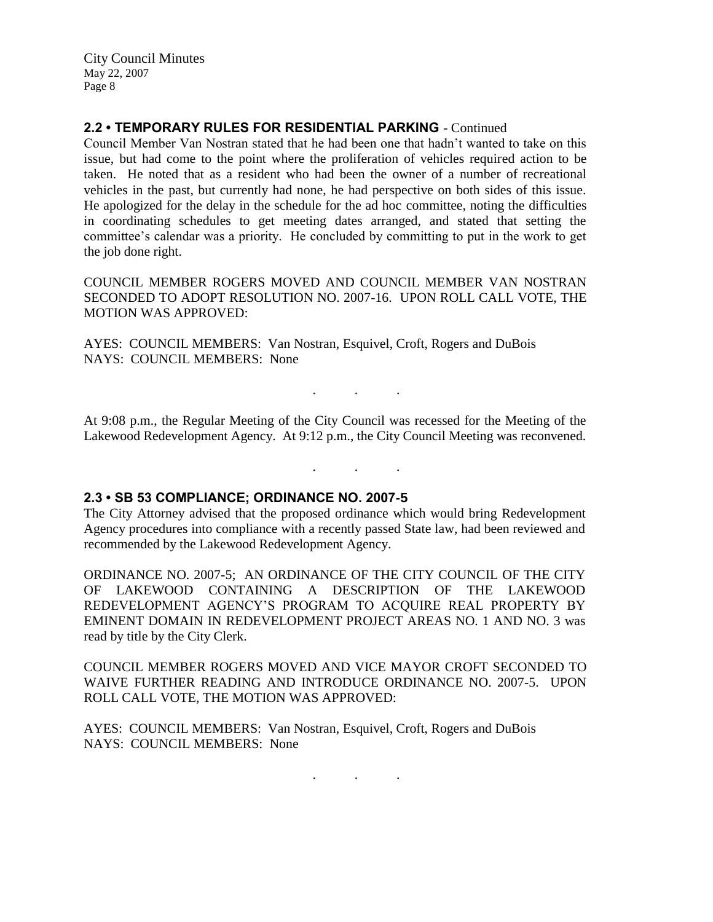## 2.2 • TEMPORARY RULES FOR RESIDENTIAL PARKING - Continued

Council Member Van Nostran stated that he had been one that hadn't wanted to take on this issue, but had come to the point where the proliferation of vehicles required action to be taken. He noted that as a resident who had been the owner of a number of recreational vehicles in the past, but currently had none, he had perspective on both sides of this issue. He apologized for the delay in the schedule for the ad hoc committee, noting the difficulties in coordinating schedules to get meeting dates arranged, and stated that setting the committee's calendar was a priority. He concluded by committing to put in the work to get the job done right.

COUNCIL MEMBER ROGERS MOVED AND COUNCIL MEMBER VAN NOSTRAN SECONDED TO ADOPT RESOLUTION NO. 2007-16. UPON ROLL CALL VOTE, THE MOTION WAS APPROVED:

AYES: COUNCIL MEMBERS: Van Nostran, Esquivel, Croft, Rogers and DuBois
NAYS: COUNCIL MEMBERS: None

. . .

At 9:08 p.m., the Regular Meeting of the City Council was recessed for the Meeting of the Lakewood Redevelopment Agency. At 9:12 p.m., the City Council Meeting was reconvened.

. . .

## 2.3 • SB 53 COMPLIANCE; ORDINANCE NO. 2007-5

The City Attorney advised that the proposed ordinance which would bring Redevelopment Agency procedures into compliance with a recently passed State law, had been reviewed and recommended by the Lakewood Redevelopment Agency.

ORDINANCE NO. 2007-5; AN ORDINANCE OF THE CITY COUNCIL OF THE CITY OF LAKEWOOD CONTAINING A DESCRIPTION OF THE LAKEWOOD REDEVELOPMENT AGENCY'S PROGRAM TO ACQUIRE REAL PROPERTY BY EMINENT DOMAIN IN REDEVELOPMENT PROJECT AREAS NO. 1 AND NO. 3 was read by title by the City Clerk.

COUNCIL MEMBER ROGERS MOVED AND VICE MAYOR CROFT SECONDED TO WAIVE FURTHER READING AND INTRODUCE ORDINANCE NO. 2007-5. UPON ROLL CALL VOTE, THE MOTION WAS APPROVED:

AYES: COUNCIL MEMBERS: Van Nostran, Esquivel, Croft, Rogers and DuBois
NAYS: COUNCIL MEMBERS: None

. . .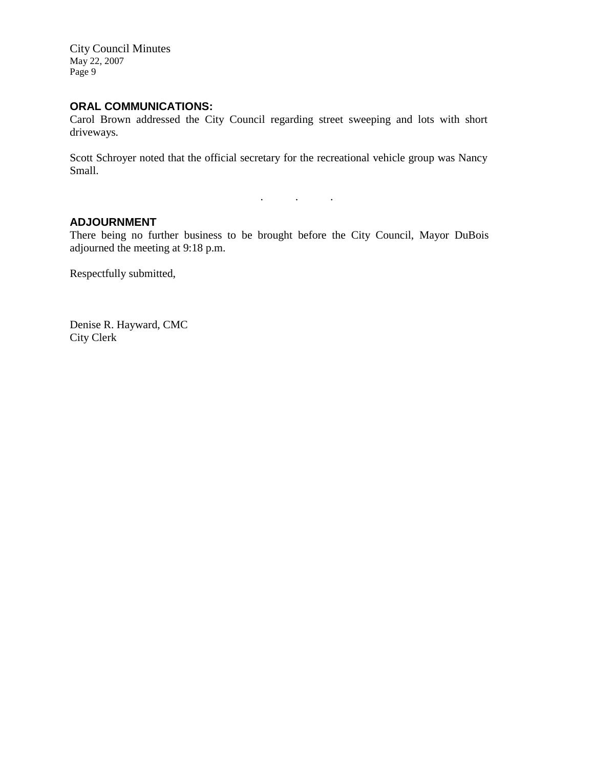## ORAL COMMUNICATIONS:

Carol Brown addressed the City Council regarding street sweeping and lots with short driveways.

Scott Schroyer noted that the official secretary for the recreational vehicle group was Nancy Small.

. . .

## ADJOURNMENT

There being no further business to be brought before the City Council, Mayor DuBois adjourned the meeting at 9:18 p.m.

Respectfully submitted,

Denise R. Hayward, CMC
City Clerk